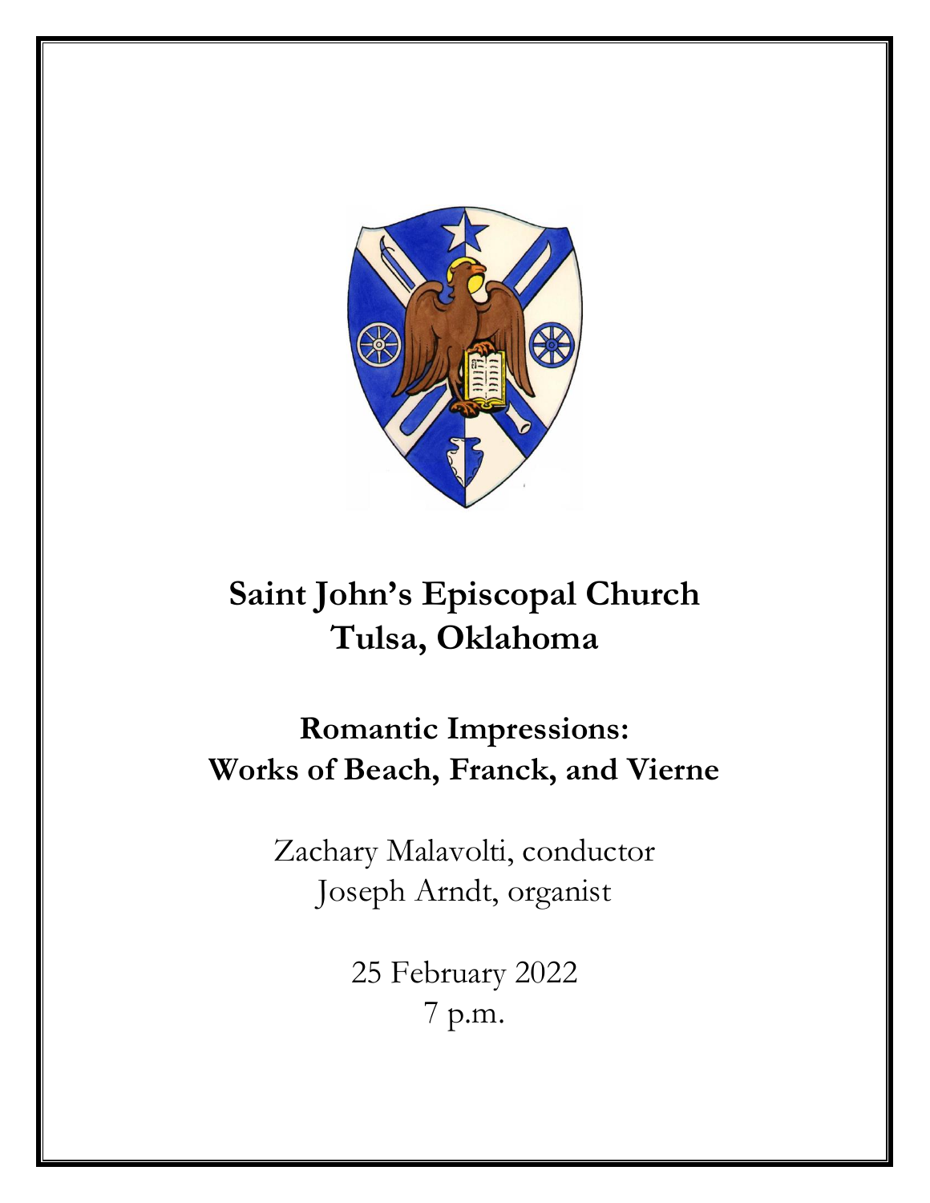# Saint John's Episcopal Church
# Tulsa, Oklahoma

## Romantic Impressions:
## Works of Beach, Franck, and Vierne

Zachary Malavolti, conductor
Joseph Arndt, organist

25 February 2022
7 p.m.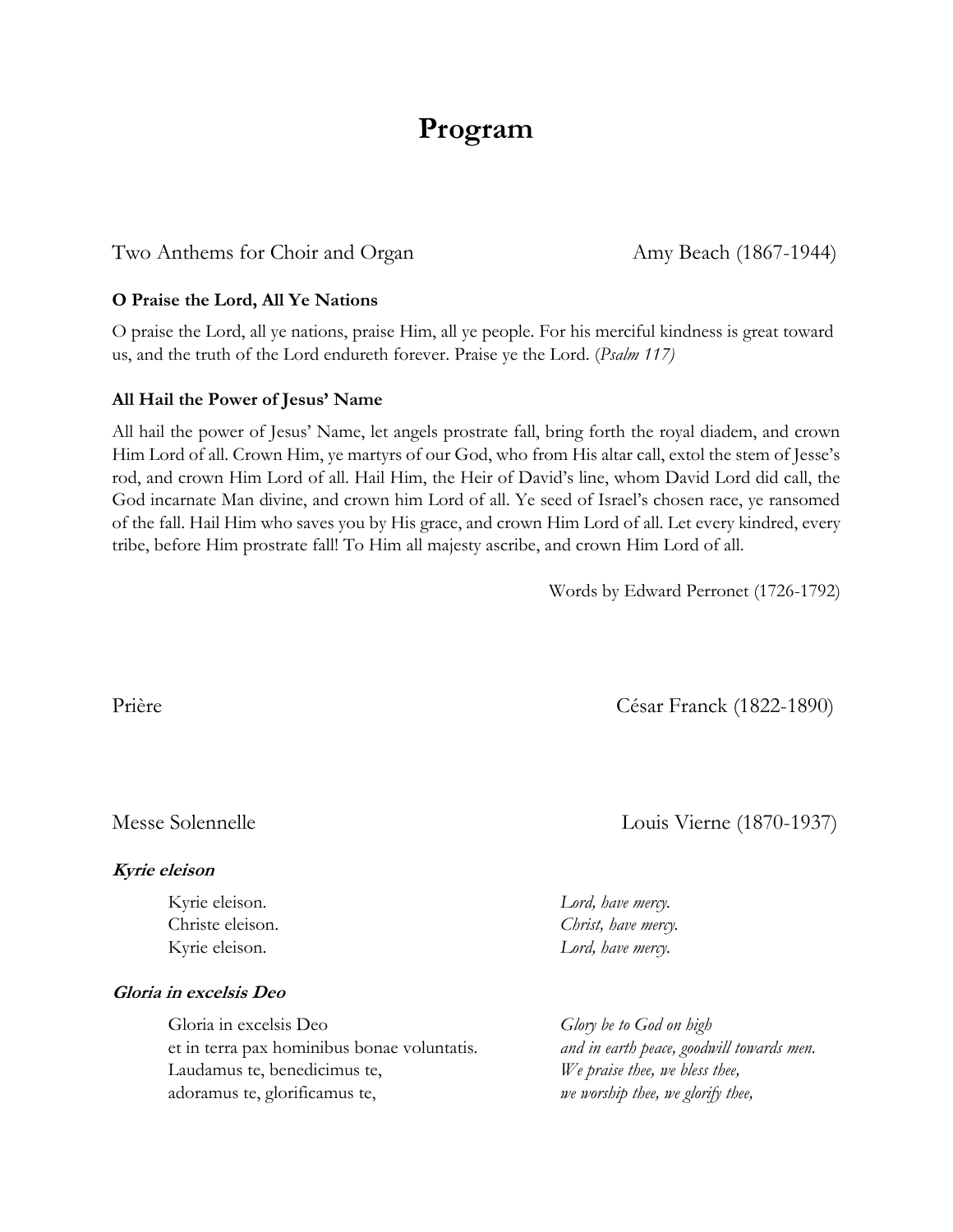# Program

Two Anthems for Choir and Organ — Amy Beach (1867-1944)

**O Praise the Lord, All Ye Nations**

O praise the Lord, all ye nations, praise Him, all ye people. For his merciful kindness is great toward us, and the truth of the Lord endureth forever. Praise ye the Lord. (*Psalm 117)*

**All Hail the Power of Jesus' Name**

All hail the power of Jesus' Name, let angels prostrate fall, bring forth the royal diadem, and crown Him Lord of all. Crown Him, ye martyrs of our God, who from His altar call, extol the stem of Jesse's rod, and crown Him Lord of all. Hail Him, the Heir of David's line, whom David Lord did call, the God incarnate Man divine, and crown him Lord of all. Ye seed of Israel's chosen race, ye ransomed of the fall. Hail Him who saves you by His grace, and crown Him Lord of all. Let every kindred, every tribe, before Him prostrate fall! To Him all majesty ascribe, and crown Him Lord of all.

Words by Edward Perronet (1726-1792)

Prière — César Franck (1822-1890)

Messe Solennelle — Louis Vierne (1870-1937)

***Kyrie eleison***

| | |
|---|---|
| Kyrie eleison. | *Lord, have mercy.* |
| Christe eleison. | *Christ, have mercy.* |
| Kyrie eleison. | *Lord, have mercy.* |

***Gloria in excelsis Deo***

| | |
|---|---|
| Gloria in excelsis Deo | *Glory be to God on high* |
| et in terra pax hominibus bonae voluntatis. | *and in earth peace, goodwill towards men.* |
| Laudamus te, benedicimus te, | *We praise thee, we bless thee,* |
| adoramus te, glorificamus te, | *we worship thee, we glorify thee,* |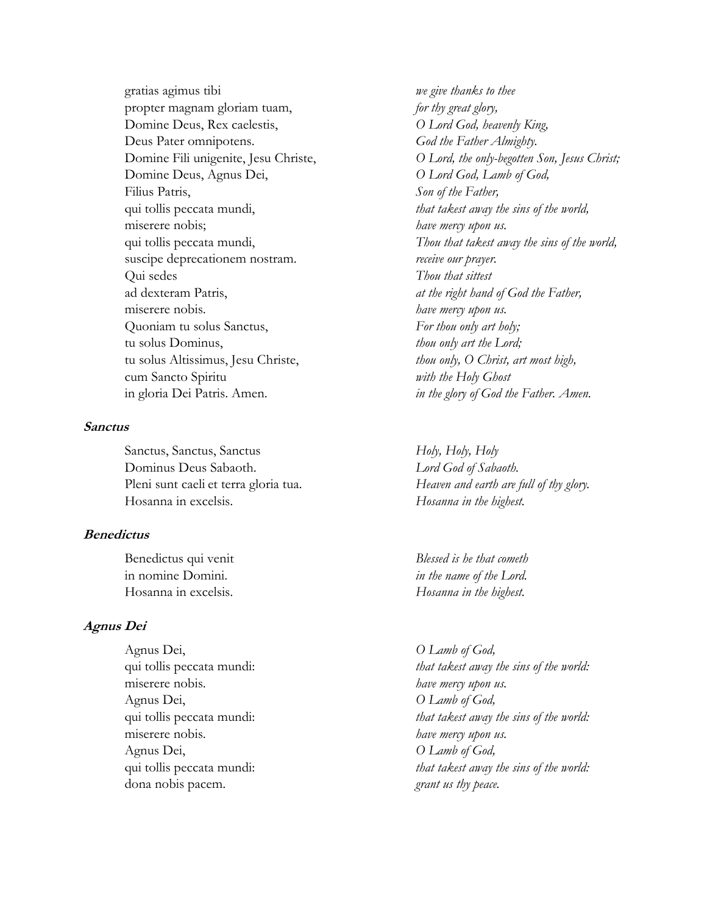| | |
|---|---|
| gratias agimus tibi | *we give thanks to thee* |
| propter magnam gloriam tuam, | *for thy great glory,* |
| Domine Deus, Rex caelestis, | *O Lord God, heavenly King,* |
| Deus Pater omnipotens. | *God the Father Almighty.* |
| Domine Fili unigenite, Jesu Christe, | *O Lord, the only-begotten Son, Jesus Christ;* |
| Domine Deus, Agnus Dei, | *O Lord God, Lamb of God,* |
| Filius Patris, | *Son of the Father,* |
| qui tollis peccata mundi, | *that takest away the sins of the world,* |
| miserere nobis; | *have mercy upon us.* |
| qui tollis peccata mundi, | *Thou that takest away the sins of the world,* |
| suscipe deprecationem nostram. | *receive our prayer.* |
| Qui sedes | *Thou that sittest* |
| ad dexteram Patris, | *at the right hand of God the Father,* |
| miserere nobis. | *have mercy upon us.* |
| Quoniam tu solus Sanctus, | *For thou only art holy;* |
| tu solus Dominus, | *thou only art the Lord;* |
| tu solus Altissimus, Jesu Christe, | *thou only, O Christ, art most high,* |
| cum Sancto Spiritu | *with the Holy Ghost* |
| in gloria Dei Patris. Amen. | *in the glory of God the Father. Amen.* |

### Sanctus

| | |
|---|---|
| Sanctus, Sanctus, Sanctus | *Holy, Holy, Holy* |
| Dominus Deus Sabaoth. | *Lord God of Sabaoth.* |
| Pleni sunt caeli et terra gloria tua. | *Heaven and earth are full of thy glory.* |
| Hosanna in excelsis. | *Hosanna in the highest.* |

### Benedictus

| | |
|---|---|
| Benedictus qui venit | *Blessed is he that cometh* |
| in nomine Domini. | *in the name of the Lord.* |
| Hosanna in excelsis. | *Hosanna in the highest.* |

### Agnus Dei

| | |
|---|---|
| Agnus Dei, | *O Lamb of God,* |
| qui tollis peccata mundi: | *that takest away the sins of the world:* |
| miserere nobis. | *have mercy upon us.* |
| Agnus Dei, | *O Lamb of God,* |
| qui tollis peccata mundi: | *that takest away the sins of the world:* |
| miserere nobis. | *have mercy upon us.* |
| Agnus Dei, | *O Lamb of God,* |
| qui tollis peccata mundi: | *that takest away the sins of the world:* |
| dona nobis pacem. | *grant us thy peace.* |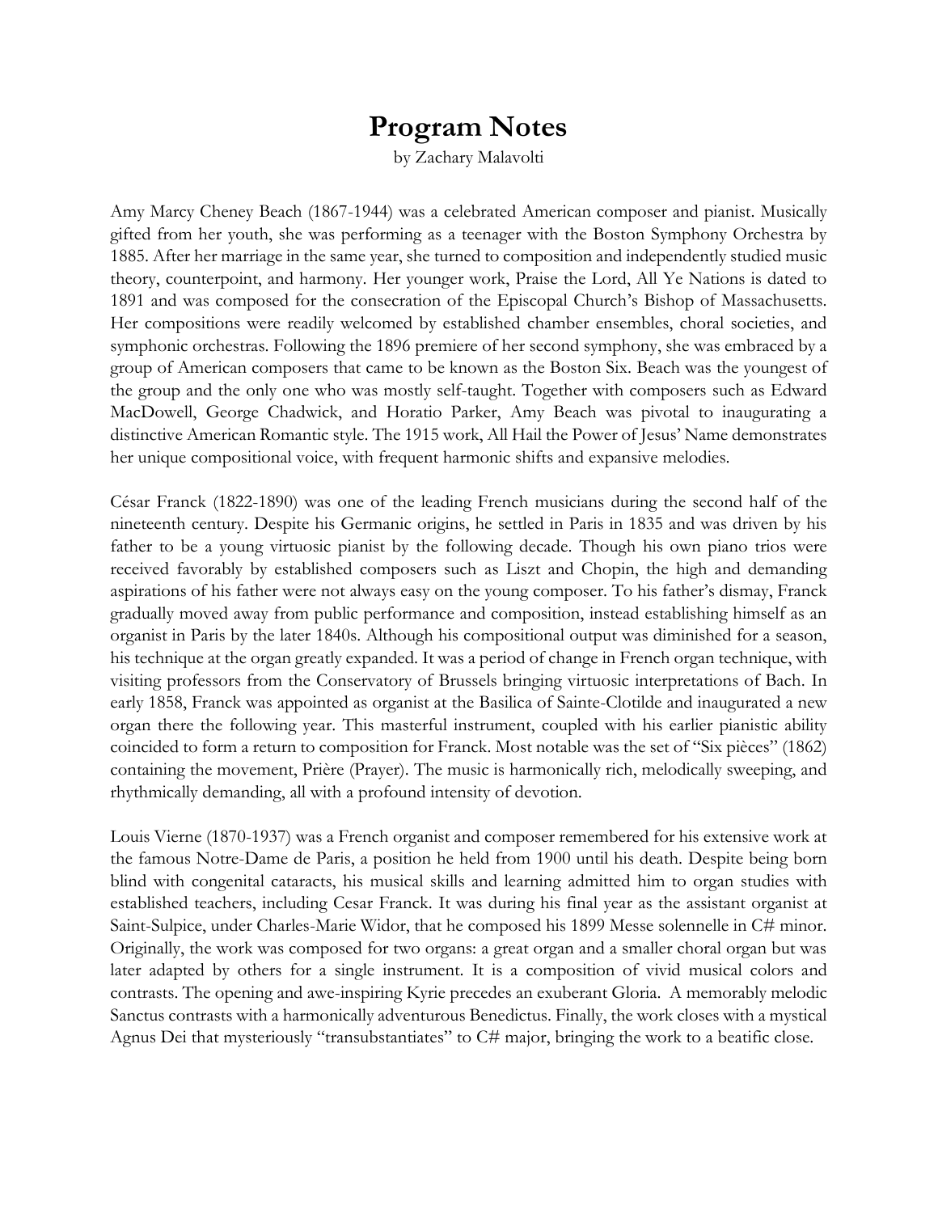# Program Notes

by Zachary Malavolti

Amy Marcy Cheney Beach (1867-1944) was a celebrated American composer and pianist. Musically gifted from her youth, she was performing as a teenager with the Boston Symphony Orchestra by 1885. After her marriage in the same year, she turned to composition and independently studied music theory, counterpoint, and harmony. Her younger work, Praise the Lord, All Ye Nations is dated to 1891 and was composed for the consecration of the Episcopal Church's Bishop of Massachusetts. Her compositions were readily welcomed by established chamber ensembles, choral societies, and symphonic orchestras. Following the 1896 premiere of her second symphony, she was embraced by a group of American composers that came to be known as the Boston Six. Beach was the youngest of the group and the only one who was mostly self-taught. Together with composers such as Edward MacDowell, George Chadwick, and Horatio Parker, Amy Beach was pivotal to inaugurating a distinctive American Romantic style. The 1915 work, All Hail the Power of Jesus' Name demonstrates her unique compositional voice, with frequent harmonic shifts and expansive melodies.

César Franck (1822-1890) was one of the leading French musicians during the second half of the nineteenth century. Despite his Germanic origins, he settled in Paris in 1835 and was driven by his father to be a young virtuosic pianist by the following decade. Though his own piano trios were received favorably by established composers such as Liszt and Chopin, the high and demanding aspirations of his father were not always easy on the young composer. To his father's dismay, Franck gradually moved away from public performance and composition, instead establishing himself as an organist in Paris by the later 1840s. Although his compositional output was diminished for a season, his technique at the organ greatly expanded. It was a period of change in French organ technique, with visiting professors from the Conservatory of Brussels bringing virtuosic interpretations of Bach. In early 1858, Franck was appointed as organist at the Basilica of Sainte-Clotilde and inaugurated a new organ there the following year. This masterful instrument, coupled with his earlier pianistic ability coincided to form a return to composition for Franck. Most notable was the set of "Six pièces" (1862) containing the movement, Prière (Prayer). The music is harmonically rich, melodically sweeping, and rhythmically demanding, all with a profound intensity of devotion.

Louis Vierne (1870-1937) was a French organist and composer remembered for his extensive work at the famous Notre-Dame de Paris, a position he held from 1900 until his death. Despite being born blind with congenital cataracts, his musical skills and learning admitted him to organ studies with established teachers, including Cesar Franck. It was during his final year as the assistant organist at Saint-Sulpice, under Charles-Marie Widor, that he composed his 1899 Messe solennelle in C# minor. Originally, the work was composed for two organs: a great organ and a smaller choral organ but was later adapted by others for a single instrument. It is a composition of vivid musical colors and contrasts. The opening and awe-inspiring Kyrie precedes an exuberant Gloria. A memorably melodic Sanctus contrasts with a harmonically adventurous Benedictus. Finally, the work closes with a mystical Agnus Dei that mysteriously "transubstantiates" to C# major, bringing the work to a beatific close.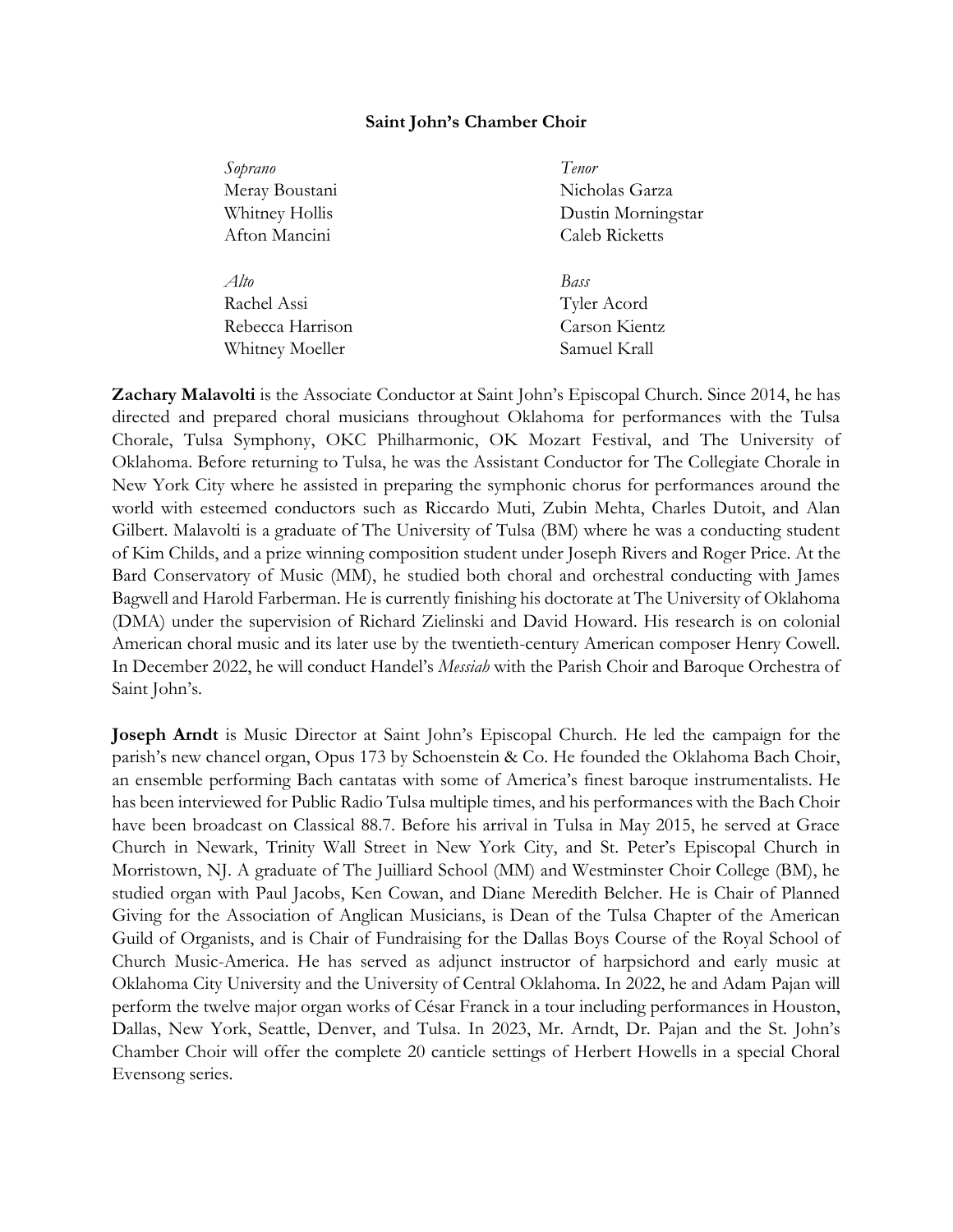**Saint John's Chamber Choir**

*Soprano*
Meray Boustani
Whitney Hollis
Afton Mancini

*Alto*
Rachel Assi
Rebecca Harrison
Whitney Moeller

*Tenor*
Nicholas Garza
Dustin Morningstar
Caleb Ricketts

*Bass*
Tyler Acord
Carson Kientz
Samuel Krall

**Zachary Malavolti** is the Associate Conductor at Saint John's Episcopal Church. Since 2014, he has directed and prepared choral musicians throughout Oklahoma for performances with the Tulsa Chorale, Tulsa Symphony, OKC Philharmonic, OK Mozart Festival, and The University of Oklahoma. Before returning to Tulsa, he was the Assistant Conductor for The Collegiate Chorale in New York City where he assisted in preparing the symphonic chorus for performances around the world with esteemed conductors such as Riccardo Muti, Zubin Mehta, Charles Dutoit, and Alan Gilbert. Malavolti is a graduate of The University of Tulsa (BM) where he was a conducting student of Kim Childs, and a prize winning composition student under Joseph Rivers and Roger Price. At the Bard Conservatory of Music (MM), he studied both choral and orchestral conducting with James Bagwell and Harold Farberman. He is currently finishing his doctorate at The University of Oklahoma (DMA) under the supervision of Richard Zielinski and David Howard. His research is on colonial American choral music and its later use by the twentieth-century American composer Henry Cowell. In December 2022, he will conduct Handel's *Messiah* with the Parish Choir and Baroque Orchestra of Saint John's.

**Joseph Arndt** is Music Director at Saint John's Episcopal Church. He led the campaign for the parish's new chancel organ, Opus 173 by Schoenstein & Co. He founded the Oklahoma Bach Choir, an ensemble performing Bach cantatas with some of America's finest baroque instrumentalists. He has been interviewed for Public Radio Tulsa multiple times, and his performances with the Bach Choir have been broadcast on Classical 88.7. Before his arrival in Tulsa in May 2015, he served at Grace Church in Newark, Trinity Wall Street in New York City, and St. Peter's Episcopal Church in Morristown, NJ. A graduate of The Juilliard School (MM) and Westminster Choir College (BM), he studied organ with Paul Jacobs, Ken Cowan, and Diane Meredith Belcher. He is Chair of Planned Giving for the Association of Anglican Musicians, is Dean of the Tulsa Chapter of the American Guild of Organists, and is Chair of Fundraising for the Dallas Boys Course of the Royal School of Church Music-America. He has served as adjunct instructor of harpsichord and early music at Oklahoma City University and the University of Central Oklahoma. In 2022, he and Adam Pajan will perform the twelve major organ works of César Franck in a tour including performances in Houston, Dallas, New York, Seattle, Denver, and Tulsa. In 2023, Mr. Arndt, Dr. Pajan and the St. John's Chamber Choir will offer the complete 20 canticle settings of Herbert Howells in a special Choral Evensong series.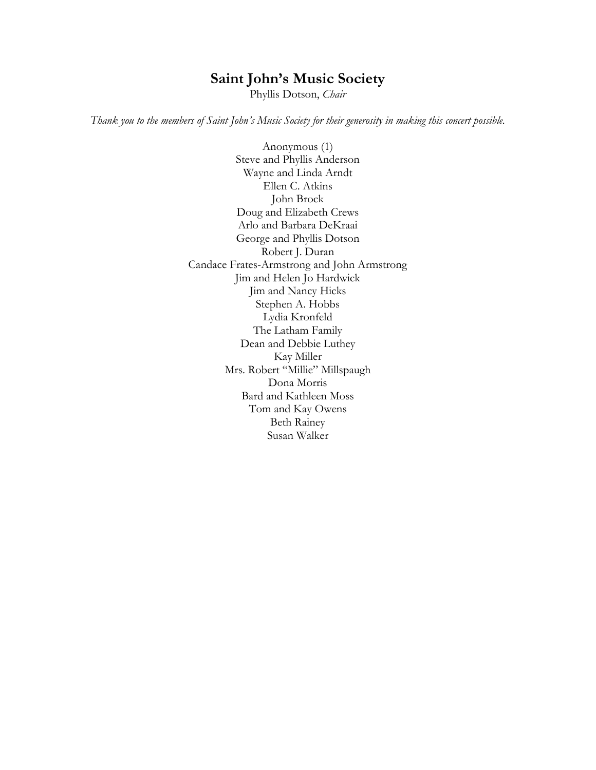# Saint John's Music Society

Phyllis Dotson, *Chair*

*Thank you to the members of Saint John's Music Society for their generosity in making this concert possible.*

Anonymous (1)
Steve and Phyllis Anderson
Wayne and Linda Arndt
Ellen C. Atkins
John Brock
Doug and Elizabeth Crews
Arlo and Barbara DeKraai
George and Phyllis Dotson
Robert J. Duran
Candace Frates-Armstrong and John Armstrong
Jim and Helen Jo Hardwick
Jim and Nancy Hicks
Stephen A. Hobbs
Lydia Kronfeld
The Latham Family
Dean and Debbie Luthey
Kay Miller
Mrs. Robert "Millie" Millspaugh
Dona Morris
Bard and Kathleen Moss
Tom and Kay Owens
Beth Rainey
Susan Walker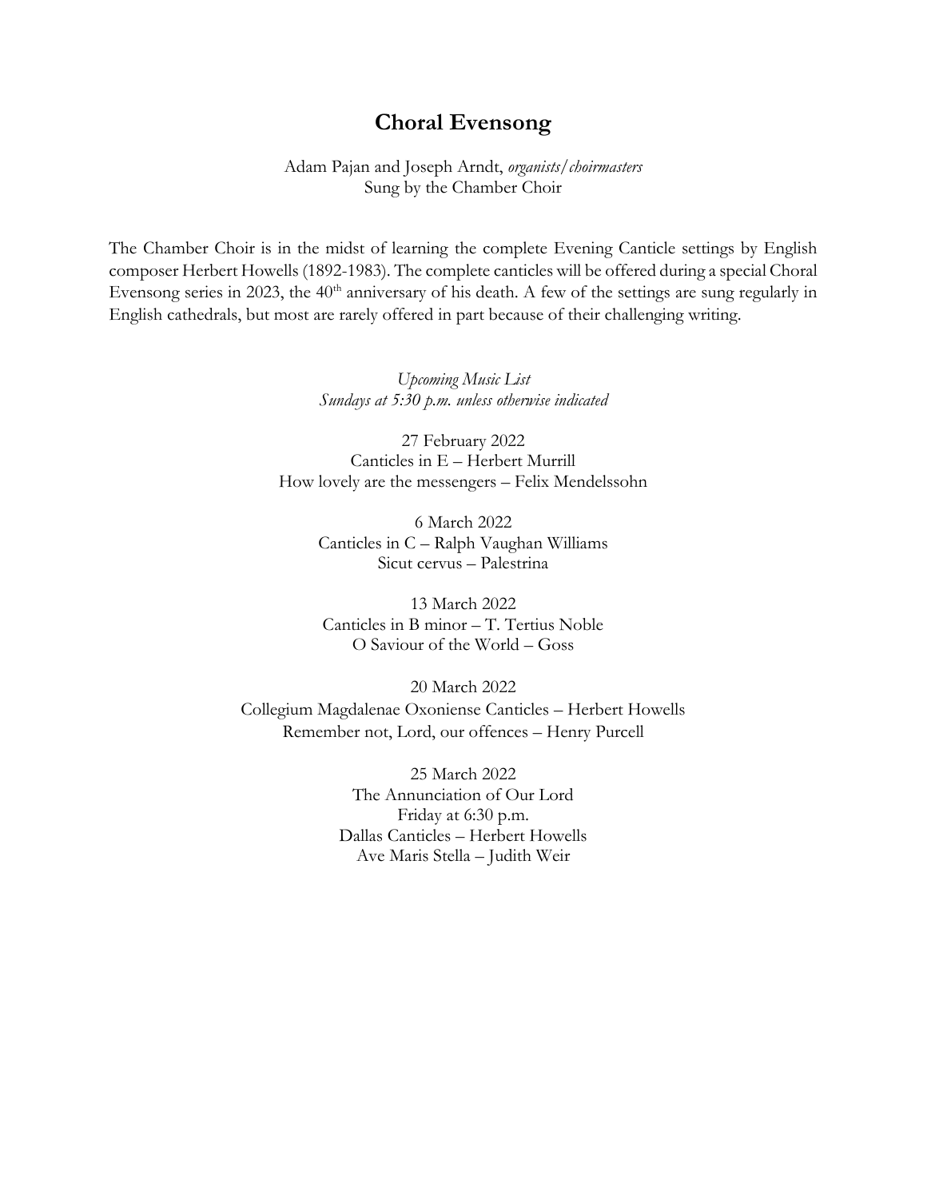# Choral Evensong

Adam Pajan and Joseph Arndt, *organists/choirmasters*
Sung by the Chamber Choir

The Chamber Choir is in the midst of learning the complete Evening Canticle settings by English composer Herbert Howells (1892-1983). The complete canticles will be offered during a special Choral Evensong series in 2023, the 40th anniversary of his death. A few of the settings are sung regularly in English cathedrals, but most are rarely offered in part because of their challenging writing.

*Upcoming Music List*
*Sundays at 5:30 p.m. unless otherwise indicated*

27 February 2022
Canticles in E – Herbert Murrill
How lovely are the messengers – Felix Mendelssohn

6 March 2022
Canticles in C – Ralph Vaughan Williams
Sicut cervus – Palestrina

13 March 2022
Canticles in B minor – T. Tertius Noble
O Saviour of the World – Goss

20 March 2022
Collegium Magdalenae Oxoniense Canticles – Herbert Howells
Remember not, Lord, our offences – Henry Purcell

25 March 2022
The Annunciation of Our Lord
Friday at 6:30 p.m.
Dallas Canticles – Herbert Howells
Ave Maris Stella – Judith Weir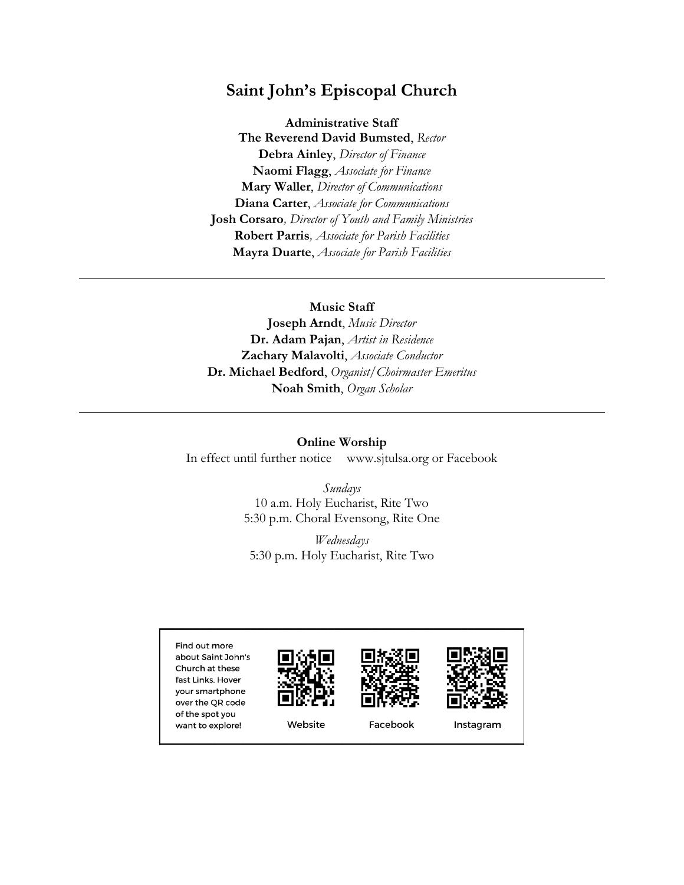# Saint John's Episcopal Church

**Administrative Staff**

**The Reverend David Bumsted**, *Rector*
**Debra Ainley**, *Director of Finance*
**Naomi Flagg**, *Associate for Finance*
**Mary Waller**, *Director of Communications*
**Diana Carter**, *Associate for Communications*
**Josh Corsaro**, *Director of Youth and Family Ministries*
**Robert Parris**, *Associate for Parish Facilities*
**Mayra Duarte**, *Associate for Parish Facilities*

---

**Music Staff**

**Joseph Arndt**, *Music Director*
**Dr. Adam Pajan**, *Artist in Residence*
**Zachary Malavolti**, *Associate Conductor*
**Dr. Michael Bedford**, *Organist/Choirmaster Emeritus*
**Noah Smith**, *Organ Scholar*

---

**Online Worship**

In effect until further notice www.sjtulsa.org or Facebook

*Sundays*
10 a.m. Holy Eucharist, Rite Two
5:30 p.m. Choral Evensong, Rite One

*Wednesdays*
5:30 p.m. Holy Eucharist, Rite Two

Find out more about Saint John's Church at these fast Links. Hover your smartphone over the QR code of the spot you want to explore!

Website

Facebook

Instagram